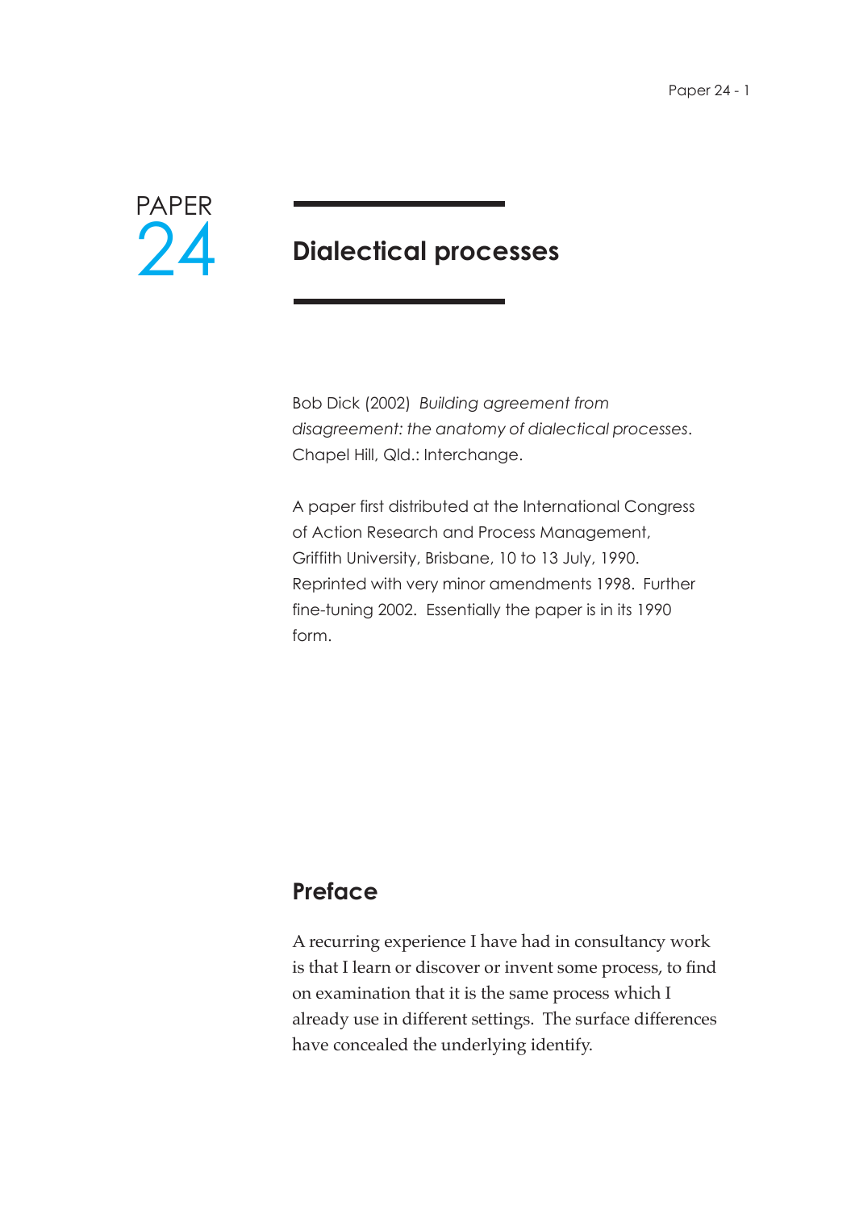PAPER 24

# Dialectical processes

Bob Dick (2002) *Building agreement from disagreement: the anatomy of dialectical processes*. Chapel Hill, Qld.: Interchange.

A paper first distributed at the International Congress of Action Research and Process Management, Griffith University, Brisbane, 10 to 13 July, 1990. Reprinted with very minor amendments 1998. Further fine-tuning 2002. Essentially the paper is in its 1990 form.

## Preface

A recurring experience I have had in consultancy work is that I learn or discover or invent some process, to find on examination that it is the same process which I already use in different settings. The surface differences have concealed the underlying identify.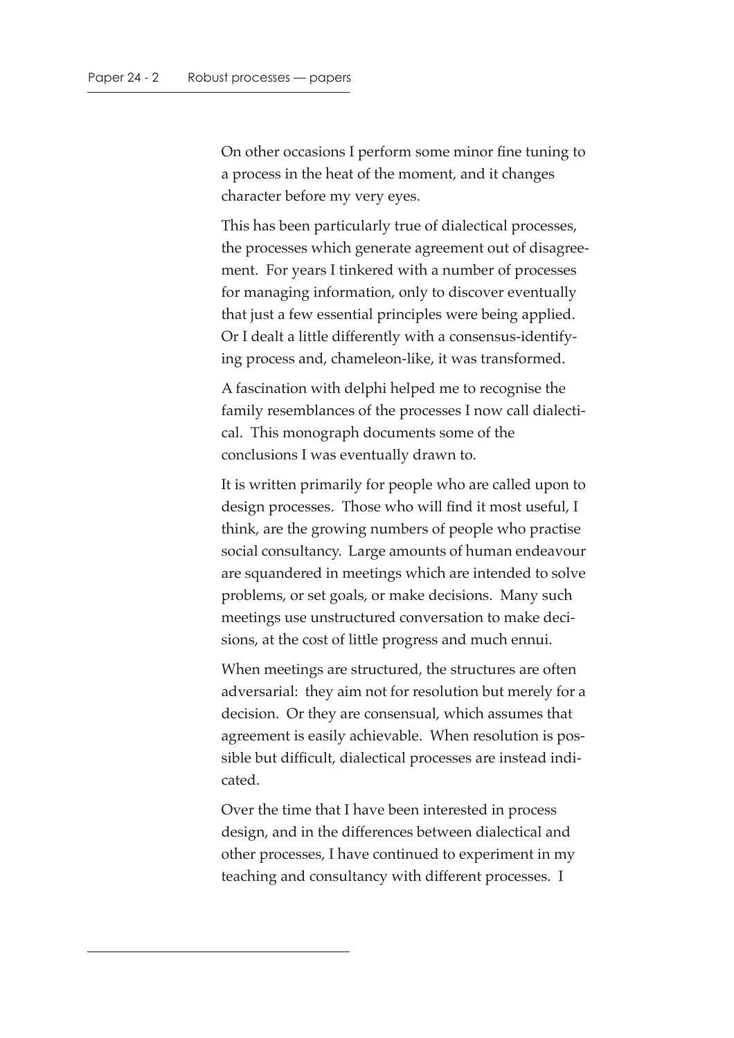On other occasions I perform some minor fine tuning to a process in the heat of the moment, and it changes character before my very eyes.

This has been particularly true of dialectical processes, the processes which generate agreement out of disagreement. For years I tinkered with a number of processes for managing information, only to discover eventually that just a few essential principles were being applied. Or I dealt a little differently with a consensus-identifying process and, chameleon-like, it was transformed.

A fascination with delphi helped me to recognise the family resemblances of the processes I now call dialectical. This monograph documents some of the conclusions I was eventually drawn to.

It is written primarily for people who are called upon to design processes. Those who will find it most useful, I think, are the growing numbers of people who practise social consultancy. Large amounts of human endeavour are squandered in meetings which are intended to solve problems, or set goals, or make decisions. Many such meetings use unstructured conversation to make decisions, at the cost of little progress and much ennui.

When meetings are structured, the structures are often adversarial: they aim not for resolution but merely for a decision. Or they are consensual, which assumes that agreement is easily achievable. When resolution is possible but difficult, dialectical processes are instead indicated.

Over the time that I have been interested in process design, and in the differences between dialectical and other processes, I have continued to experiment in my teaching and consultancy with different processes. I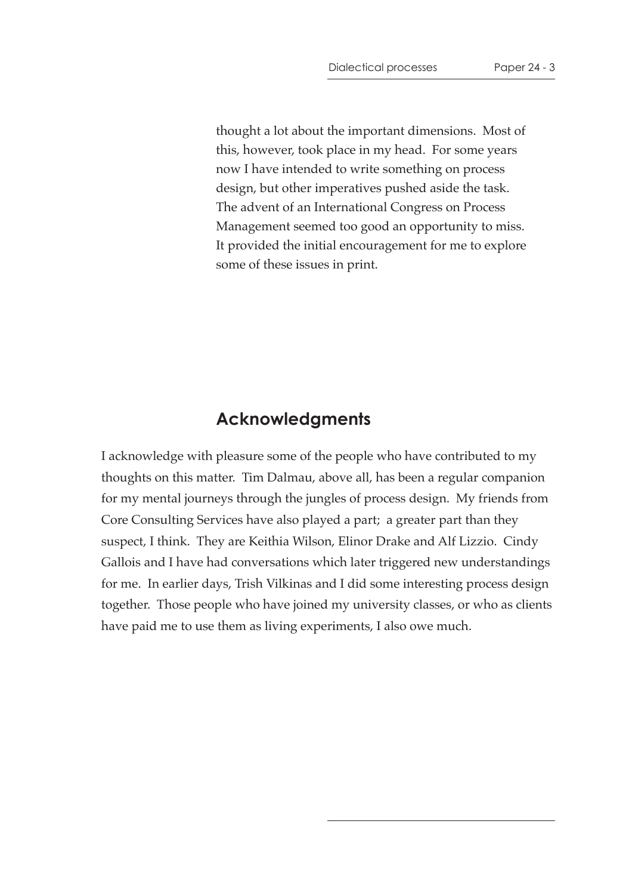thought a lot about the important dimensions. Most of this, however, took place in my head. For some years now I have intended to write something on process design, but other imperatives pushed aside the task. The advent of an International Congress on Process Management seemed too good an opportunity to miss. It provided the initial encouragement for me to explore some of these issues in print.

## Acknowledgments

I acknowledge with pleasure some of the people who have contributed to my thoughts on this matter. Tim Dalmau, above all, has been a regular companion for my mental journeys through the jungles of process design. My friends from Core Consulting Services have also played a part; a greater part than they suspect, I think. They are Keithia Wilson, Elinor Drake and Alf Lizzio. Cindy Gallois and I have had conversations which later triggered new understandings for me. In earlier days, Trish Vilkinas and I did some interesting process design together. Those people who have joined my university classes, or who as clients have paid me to use them as living experiments, I also owe much.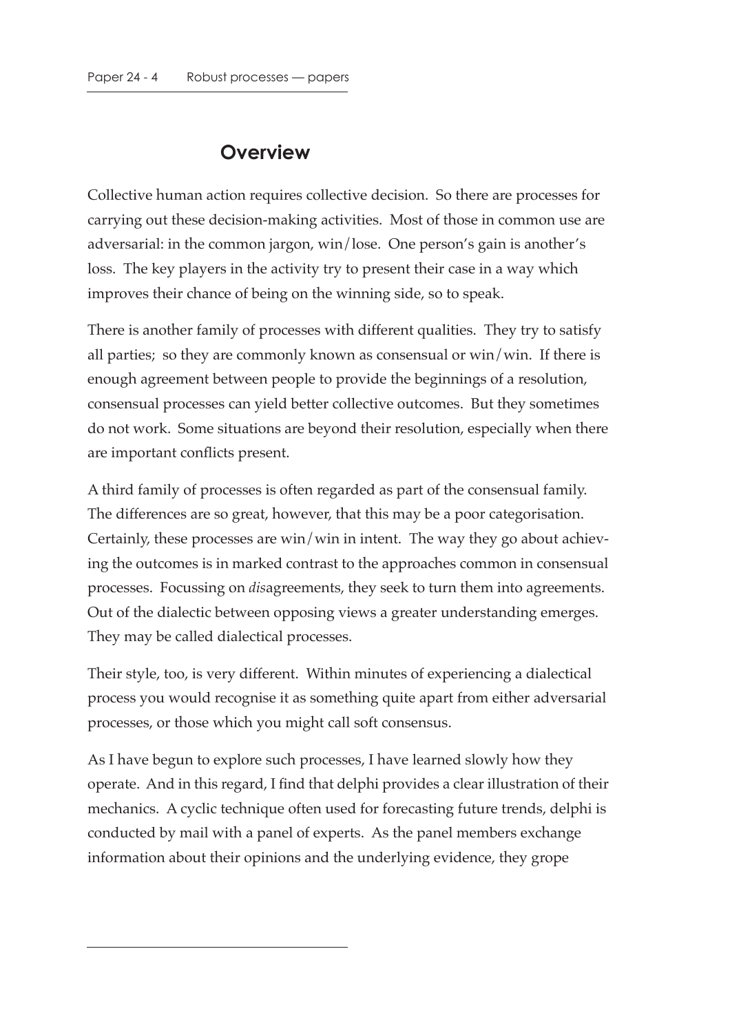## Overview

Collective human action requires collective decision. So there are processes for carrying out these decision-making activities. Most of those in common use are adversarial: in the common jargon, win/lose. One person's gain is another's loss. The key players in the activity try to present their case in a way which improves their chance of being on the winning side, so to speak.

There is another family of processes with different qualities. They try to satisfy all parties; so they are commonly known as consensual or win/win. If there is enough agreement between people to provide the beginnings of a resolution, consensual processes can yield better collective outcomes. But they sometimes do not work. Some situations are beyond their resolution, especially when there are important conflicts present.

A third family of processes is often regarded as part of the consensual family. The differences are so great, however, that this may be a poor categorisation. Certainly, these processes are win/win in intent. The way they go about achieving the outcomes is in marked contrast to the approaches common in consensual processes. Focussing on *dis*agreements, they seek to turn them into agreements. Out of the dialectic between opposing views a greater understanding emerges. They may be called dialectical processes.

Their style, too, is very different. Within minutes of experiencing a dialectical process you would recognise it as something quite apart from either adversarial processes, or those which you might call soft consensus.

As I have begun to explore such processes, I have learned slowly how they operate. And in this regard, I find that delphi provides a clear illustration of their mechanics. A cyclic technique often used for forecasting future trends, delphi is conducted by mail with a panel of experts. As the panel members exchange information about their opinions and the underlying evidence, they grope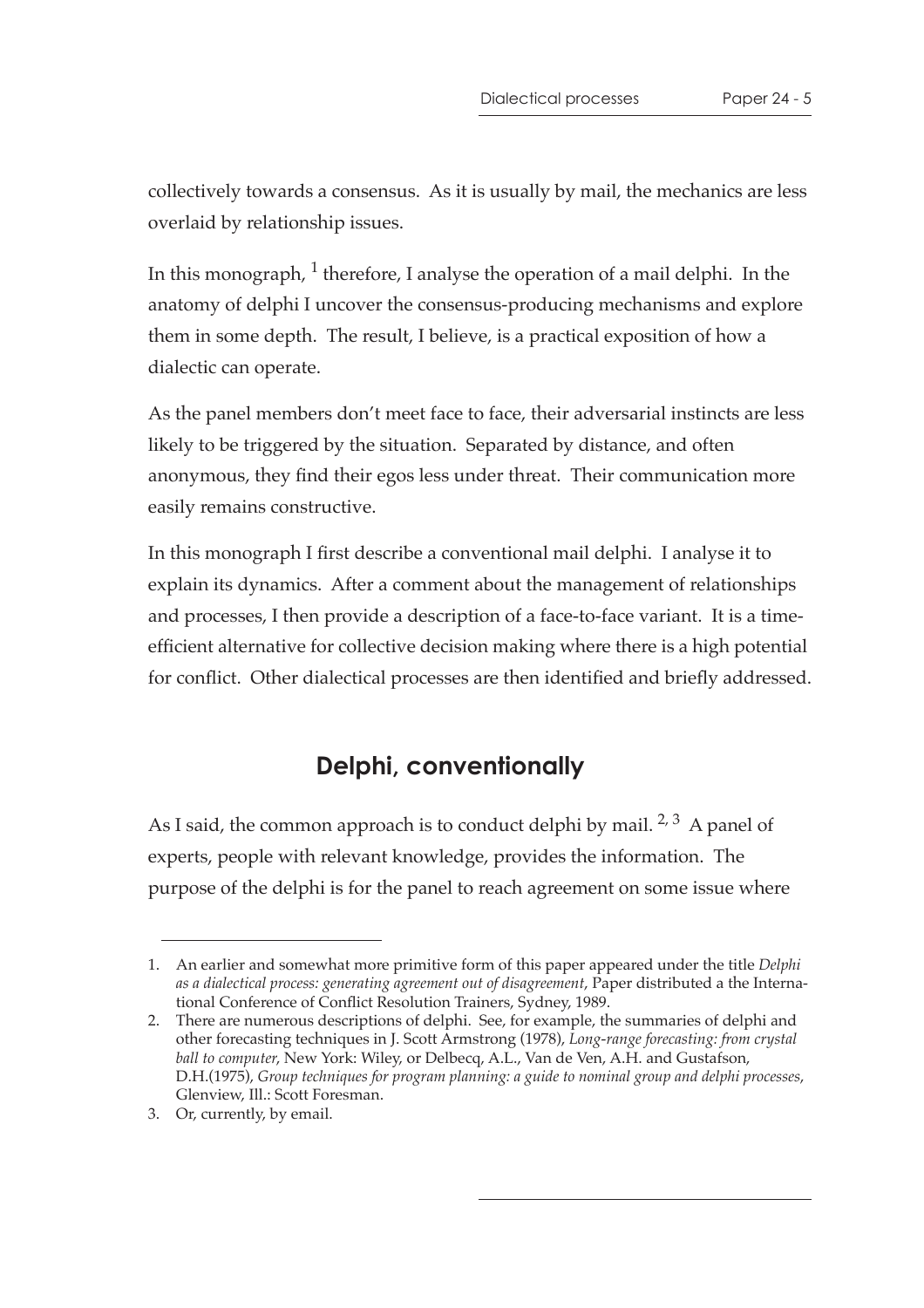collectively towards a consensus. As it is usually by mail, the mechanics are less overlaid by relationship issues.

In this monograph, [1] therefore, I analyse the operation of a mail delphi. In the anatomy of delphi I uncover the consensus-producing mechanisms and explore them in some depth. The result, I believe, is a practical exposition of how a dialectic can operate.

As the panel members don't meet face to face, their adversarial instincts are less likely to be triggered by the situation. Separated by distance, and often anonymous, they find their egos less under threat. Their communication more easily remains constructive.

In this monograph I first describe a conventional mail delphi. I analyse it to explain its dynamics. After a comment about the management of relationships and processes, I then provide a description of a face-to-face variant. It is a time-efficient alternative for collective decision making where there is a high potential for conflict. Other dialectical processes are then identified and briefly addressed.

## Delphi, conventionally

As I said, the common approach is to conduct delphi by mail. [2, 3] A panel of experts, people with relevant knowledge, provides the information. The purpose of the delphi is for the panel to reach agreement on some issue where

---

1. An earlier and somewhat more primitive form of this paper appeared under the title *Delphi as a dialectical process: generating agreement out of disagreement*, Paper distributed a the International Conference of Conflict Resolution Trainers, Sydney, 1989.
2. There are numerous descriptions of delphi. See, for example, the summaries of delphi and other forecasting techniques in J. Scott Armstrong (1978), *Long-range forecasting: from crystal ball to computer*, New York: Wiley, or Delbecq, A.L., Van de Ven, A.H. and Gustafson, D.H.(1975), *Group techniques for program planning: a guide to nominal group and delphi processes*, Glenview, Ill.: Scott Foresman.
3. Or, currently, by email.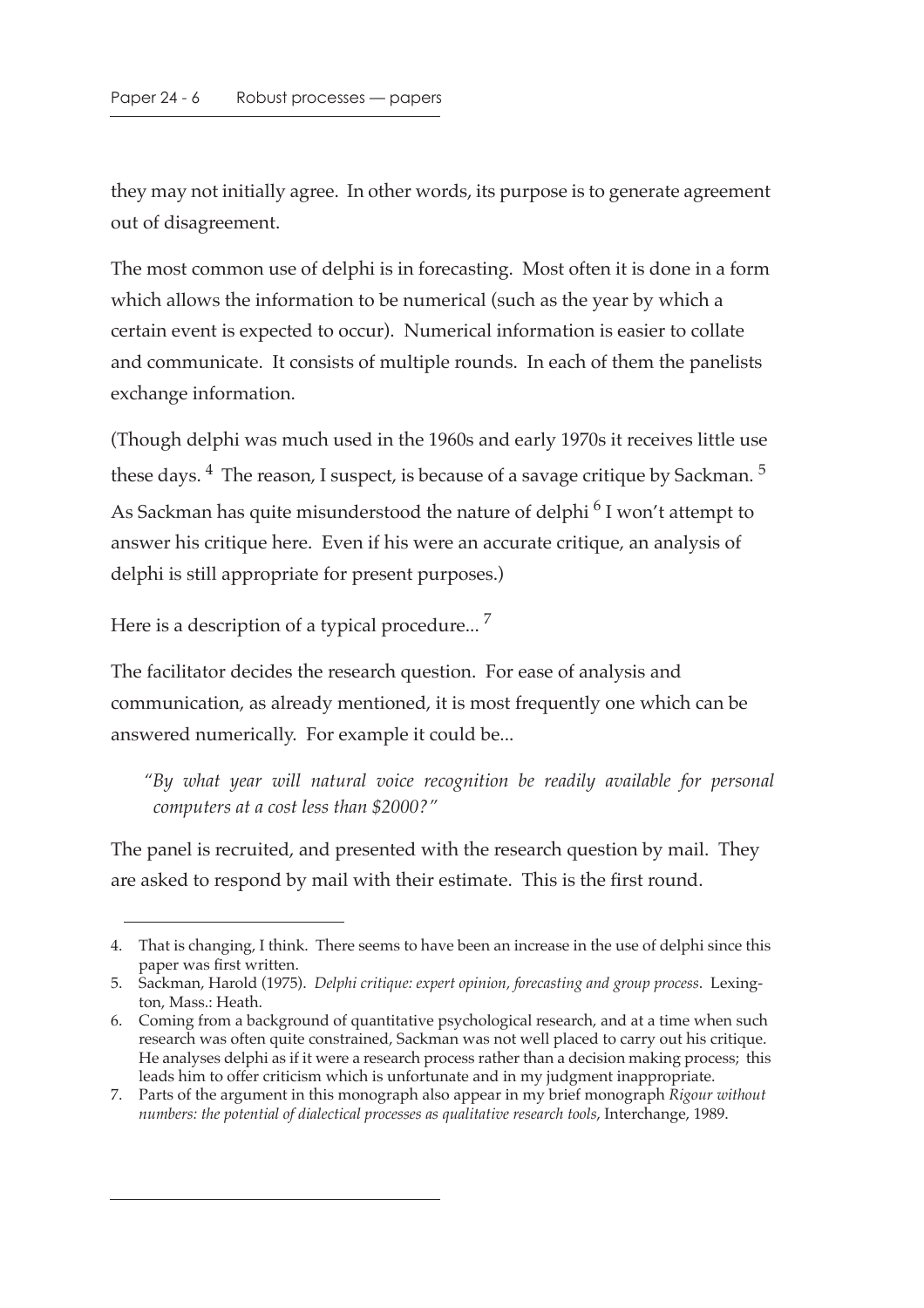they may not initially agree. In other words, its purpose is to generate agreement out of disagreement.

The most common use of delphi is in forecasting. Most often it is done in a form which allows the information to be numerical (such as the year by which a certain event is expected to occur). Numerical information is easier to collate and communicate. It consists of multiple rounds. In each of them the panelists exchange information.

(Though delphi was much used in the 1960s and early 1970s it receives little use these days. [4] The reason, I suspect, is because of a savage critique by Sackman. [5] As Sackman has quite misunderstood the nature of delphi [6] I won't attempt to answer his critique here. Even if his were an accurate critique, an analysis of delphi is still appropriate for present purposes.)

Here is a description of a typical procedure... [7]

The facilitator decides the research question. For ease of analysis and communication, as already mentioned, it is most frequently one which can be answered numerically. For example it could be...

> *"By what year will natural voice recognition be readily available for personal computers at a cost less than $2000?"*

The panel is recruited, and presented with the research question by mail. They are asked to respond by mail with their estimate. This is the first round.

---

4. That is changing, I think. There seems to have been an increase in the use of delphi since this paper was first written.
5. Sackman, Harold (1975). *Delphi critique: expert opinion, forecasting and group process*. Lexington, Mass.: Heath.
6. Coming from a background of quantitative psychological research, and at a time when such research was often quite constrained, Sackman was not well placed to carry out his critique. He analyses delphi as if it were a research process rather than a decision making process; this leads him to offer criticism which is unfortunate and in my judgment inappropriate.
7. Parts of the argument in this monograph also appear in my brief monograph *Rigour without numbers: the potential of dialectical processes as qualitative research tools*, Interchange, 1989.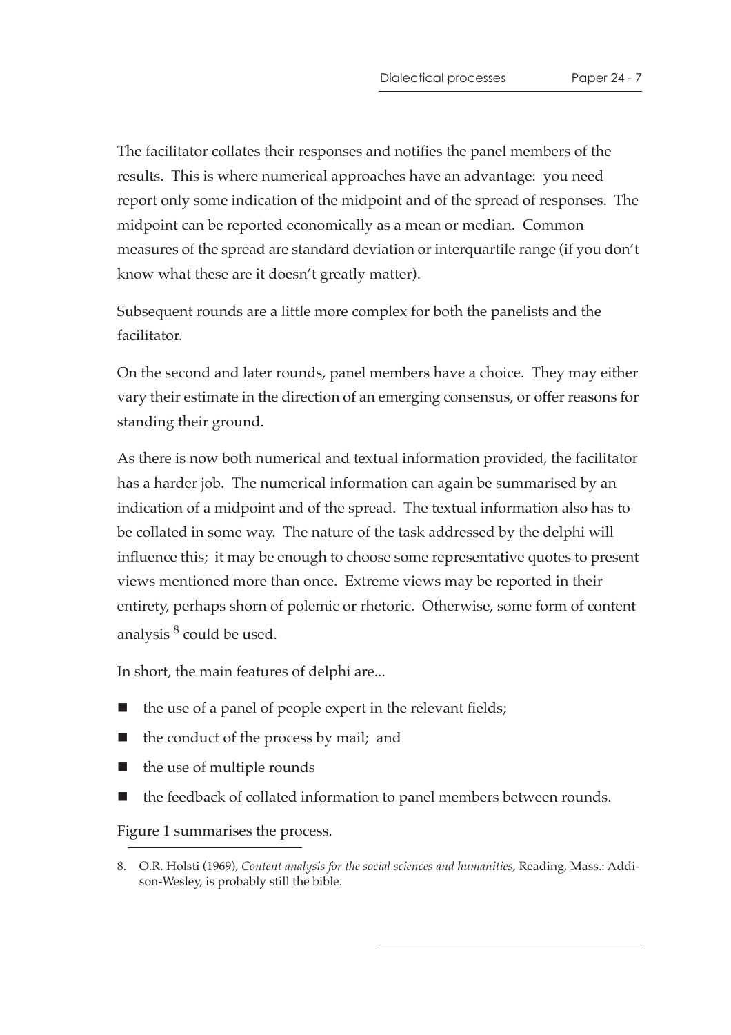The facilitator collates their responses and notifies the panel members of the results. This is where numerical approaches have an advantage: you need report only some indication of the midpoint and of the spread of responses. The midpoint can be reported economically as a mean or median. Common measures of the spread are standard deviation or interquartile range (if you don't know what these are it doesn't greatly matter).

Subsequent rounds are a little more complex for both the panelists and the facilitator.

On the second and later rounds, panel members have a choice. They may either vary their estimate in the direction of an emerging consensus, or offer reasons for standing their ground.

As there is now both numerical and textual information provided, the facilitator has a harder job. The numerical information can again be summarised by an indication of a midpoint and of the spread. The textual information also has to be collated in some way. The nature of the task addressed by the delphi will influence this; it may be enough to choose some representative quotes to present views mentioned more than once. Extreme views may be reported in their entirety, perhaps shorn of polemic or rhetoric. Otherwise, some form of content analysis [8] could be used.

In short, the main features of delphi are...

- the use of a panel of people expert in the relevant fields;
- the conduct of the process by mail; and
- the use of multiple rounds
- the feedback of collated information to panel members between rounds.

Figure 1 summarises the process.

8. O.R. Holsti (1969), *Content analysis for the social sciences and humanities*, Reading, Mass.: Addison-Wesley, is probably still the bible.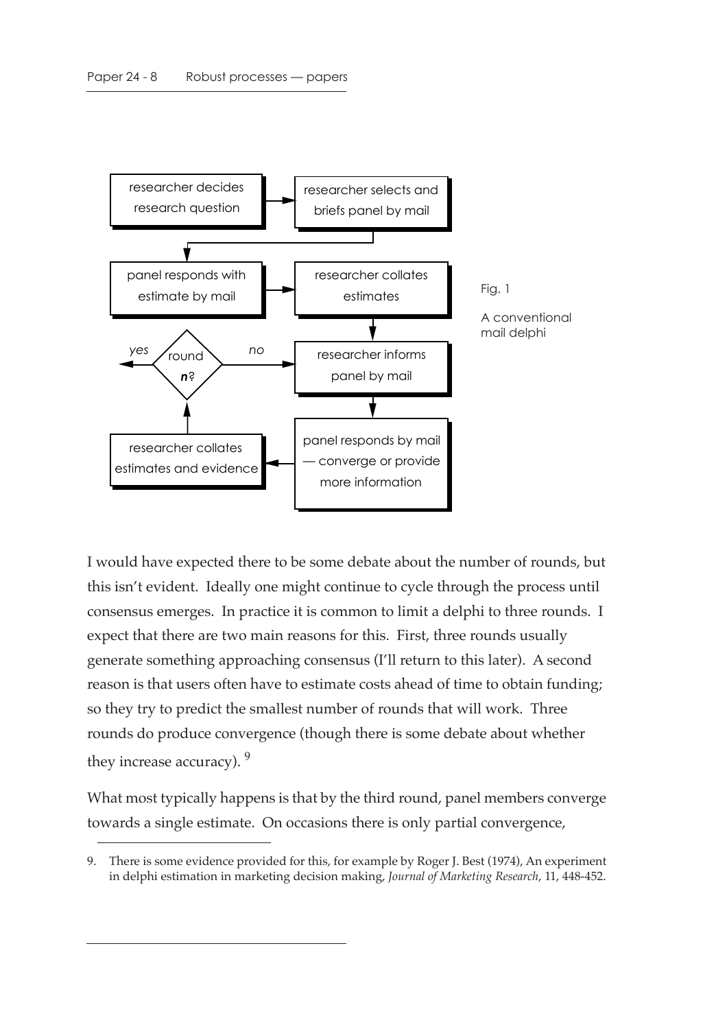researcher decides research question

researcher selects and briefs panel by mail

panel responds with estimate by mail

researcher collates estimates

round *n*? — *yes* / *no*

researcher informs panel by mail

researcher collates estimates and evidence

panel responds by mail — converge or provide more information

Fig. 1

A conventional mail delphi

I would have expected there to be some debate about the number of rounds, but this isn't evident. Ideally one might continue to cycle through the process until consensus emerges. In practice it is common to limit a delphi to three rounds. I expect that there are two main reasons for this. First, three rounds usually generate something approaching consensus (I'll return to this later). A second reason is that users often have to estimate costs ahead of time to obtain funding; so they try to predict the smallest number of rounds that will work. Three rounds do produce convergence (though there is some debate about whether they increase accuracy). [9]

What most typically happens is that by the third round, panel members converge towards a single estimate. On occasions there is only partial convergence,

9. There is some evidence provided for this, for example by Roger J. Best (1974), An experiment in delphi estimation in marketing decision making, *Journal of Marketing Research*, 11, 448-452.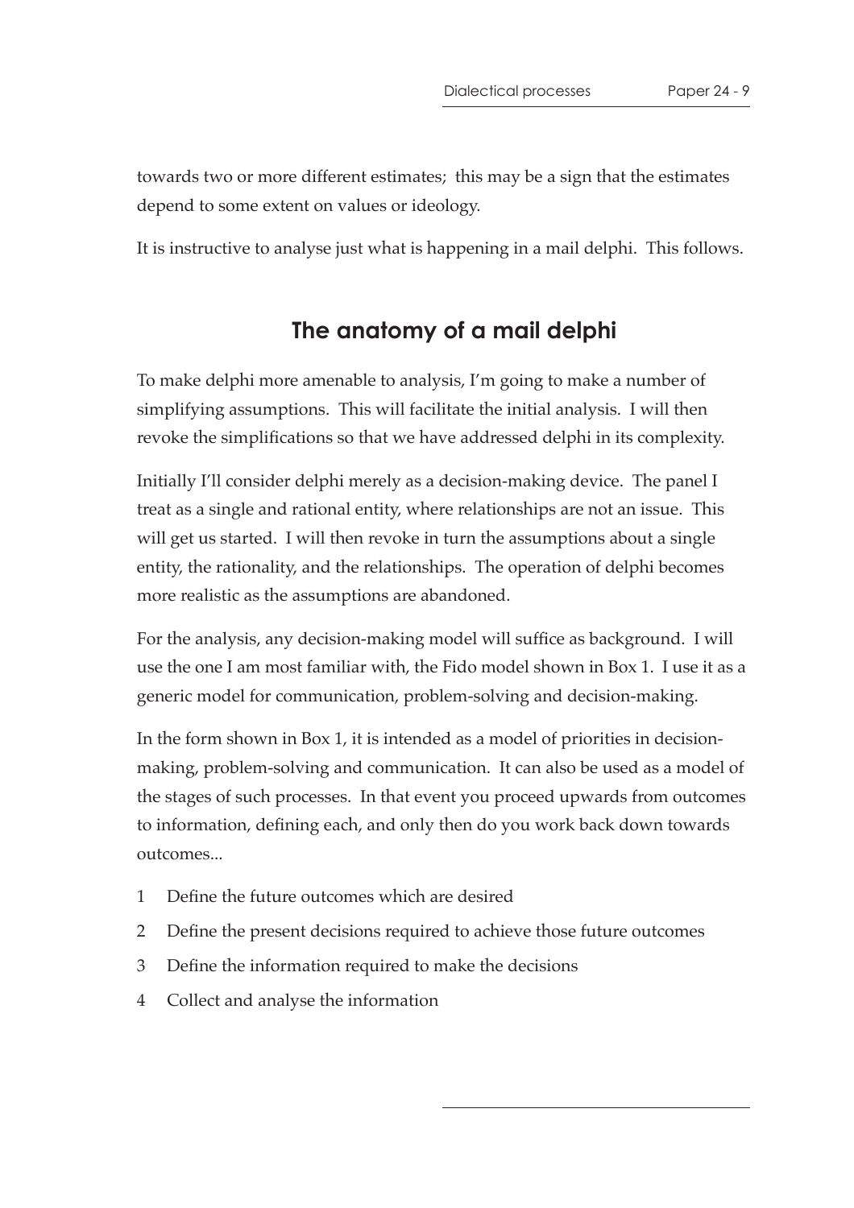towards two or more different estimates; this may be a sign that the estimates depend to some extent on values or ideology.

It is instructive to analyse just what is happening in a mail delphi. This follows.

## The anatomy of a mail delphi

To make delphi more amenable to analysis, I'm going to make a number of simplifying assumptions. This will facilitate the initial analysis. I will then revoke the simplifications so that we have addressed delphi in its complexity.

Initially I'll consider delphi merely as a decision-making device. The panel I treat as a single and rational entity, where relationships are not an issue. This will get us started. I will then revoke in turn the assumptions about a single entity, the rationality, and the relationships. The operation of delphi becomes more realistic as the assumptions are abandoned.

For the analysis, any decision-making model will suffice as background. I will use the one I am most familiar with, the Fido model shown in Box 1. I use it as a generic model for communication, problem-solving and decision-making.

In the form shown in Box 1, it is intended as a model of priorities in decision-making, problem-solving and communication. It can also be used as a model of the stages of such processes. In that event you proceed upwards from outcomes to information, defining each, and only then do you work back down towards outcomes...

1. Define the future outcomes which are desired
2. Define the present decisions required to achieve those future outcomes
3. Define the information required to make the decisions
4. Collect and analyse the information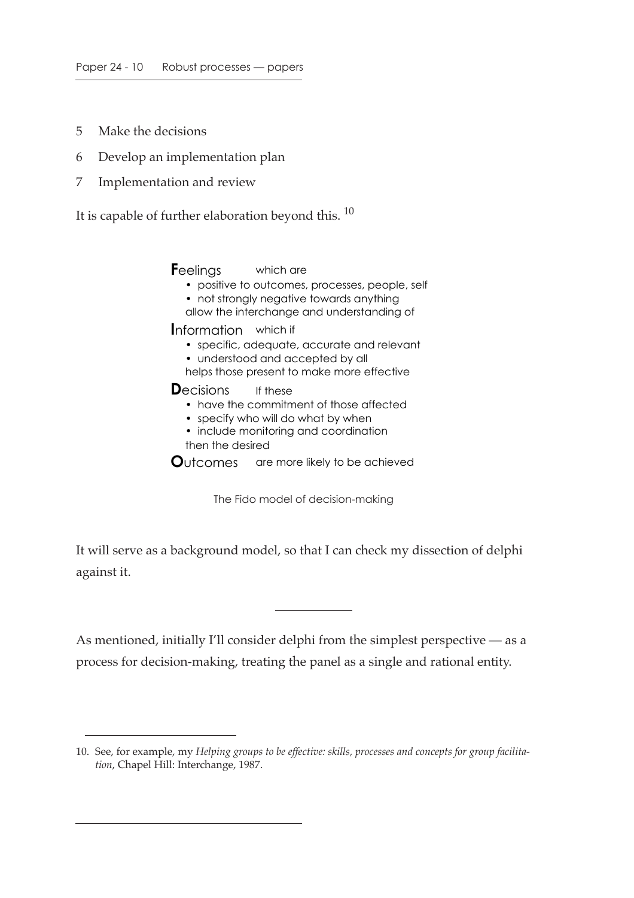5 Make the decisions

6 Develop an implementation plan

7 Implementation and review

It is capable of further elaboration beyond this. [10]

**F**eelings which are

- positive to outcomes, processes, people, self
- not strongly negative towards anything

allow the interchange and understanding of

**I**nformation which if

- specific, adequate, accurate and relevant
- understood and accepted by all

helps those present to make more effective

**D**ecisions If these

- have the commitment of those affected
- specify who will do what by when
- include monitoring and coordination

then the desired

**O**utcomes are more likely to be achieved

The Fido model of decision-making

It will serve as a background model, so that I can check my dissection of delphi against it.

---

As mentioned, initially I'll consider delphi from the simplest perspective — as a process for decision-making, treating the panel as a single and rational entity.

---

10. See, for example, my *Helping groups to be effective: skills, processes and concepts for group facilitation*, Chapel Hill: Interchange, 1987.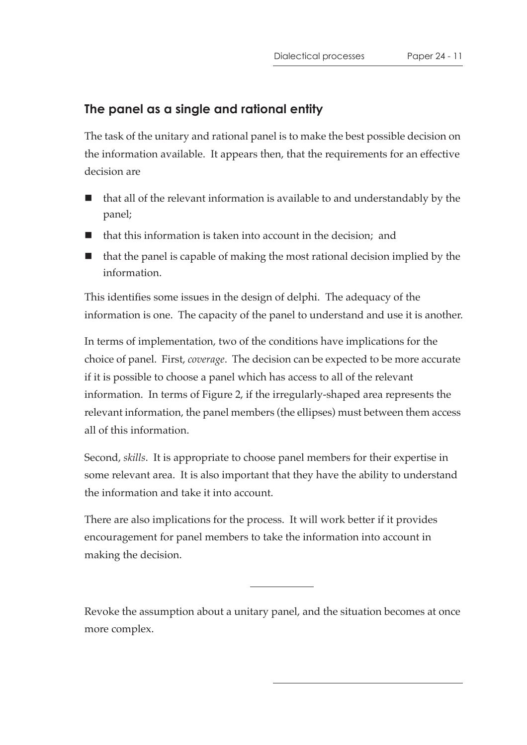## The panel as a single and rational entity

The task of the unitary and rational panel is to make the best possible decision on the information available. It appears then, that the requirements for an effective decision are

- that all of the relevant information is available to and understandably by the panel;
- that this information is taken into account in the decision; and
- that the panel is capable of making the most rational decision implied by the information.

This identifies some issues in the design of delphi. The adequacy of the information is one. The capacity of the panel to understand and use it is another.

In terms of implementation, two of the conditions have implications for the choice of panel. First, *coverage*. The decision can be expected to be more accurate if it is possible to choose a panel which has access to all of the relevant information. In terms of Figure 2, if the irregularly-shaped area represents the relevant information, the panel members (the ellipses) must between them access all of this information.

Second, *skills*. It is appropriate to choose panel members for their expertise in some relevant area. It is also important that they have the ability to understand the information and take it into account.

There are also implications for the process. It will work better if it provides encouragement for panel members to take the information into account in making the decision.

---

Revoke the assumption about a unitary panel, and the situation becomes at once more complex.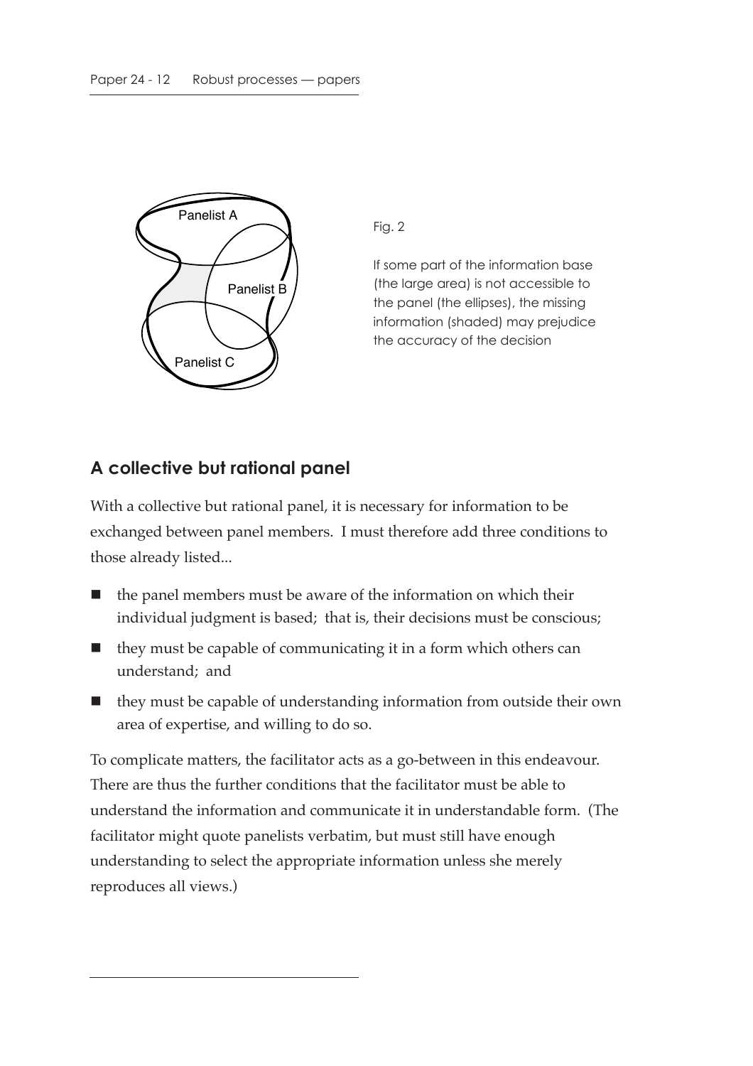Fig. 2

If some part of the information base (the large area) is not accessible to the panel (the ellipses), the missing information (shaded) may prejudice the accuracy of the decision

## A collective but rational panel

With a collective but rational panel, it is necessary for information to be exchanged between panel members. I must therefore add three conditions to those already listed...

- the panel members must be aware of the information on which their individual judgment is based; that is, their decisions must be conscious;
- they must be capable of communicating it in a form which others can understand; and
- they must be capable of understanding information from outside their own area of expertise, and willing to do so.

To complicate matters, the facilitator acts as a go-between in this endeavour. There are thus the further conditions that the facilitator must be able to understand the information and communicate it in understandable form. (The facilitator might quote panelists verbatim, but must still have enough understanding to select the appropriate information unless she merely reproduces all views.)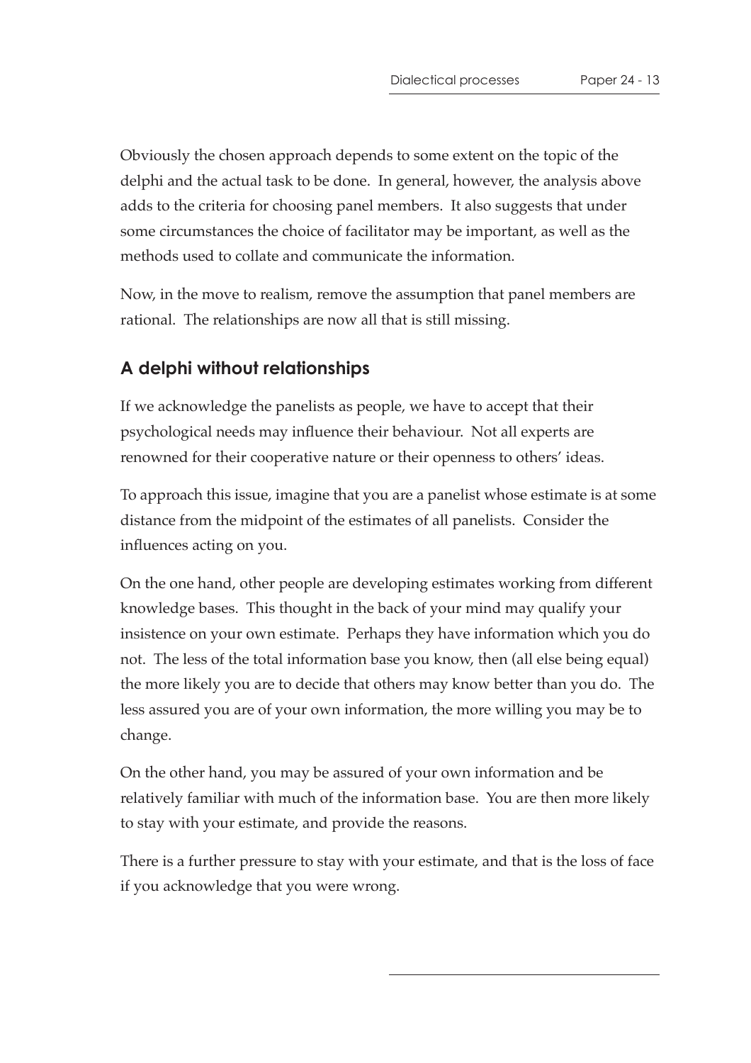Obviously the chosen approach depends to some extent on the topic of the delphi and the actual task to be done. In general, however, the analysis above adds to the criteria for choosing panel members. It also suggests that under some circumstances the choice of facilitator may be important, as well as the methods used to collate and communicate the information.

Now, in the move to realism, remove the assumption that panel members are rational. The relationships are now all that is still missing.

## A delphi without relationships

If we acknowledge the panelists as people, we have to accept that their psychological needs may influence their behaviour. Not all experts are renowned for their cooperative nature or their openness to others' ideas.

To approach this issue, imagine that you are a panelist whose estimate is at some distance from the midpoint of the estimates of all panelists. Consider the influences acting on you.

On the one hand, other people are developing estimates working from different knowledge bases. This thought in the back of your mind may qualify your insistence on your own estimate. Perhaps they have information which you do not. The less of the total information base you know, then (all else being equal) the more likely you are to decide that others may know better than you do. The less assured you are of your own information, the more willing you may be to change.

On the other hand, you may be assured of your own information and be relatively familiar with much of the information base. You are then more likely to stay with your estimate, and provide the reasons.

There is a further pressure to stay with your estimate, and that is the loss of face if you acknowledge that you were wrong.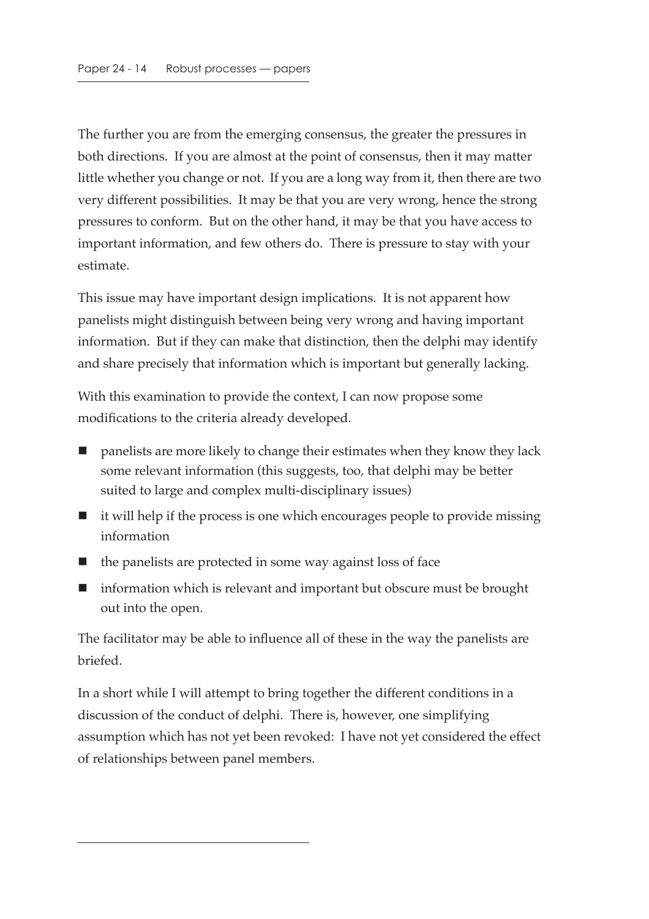The further you are from the emerging consensus, the greater the pressures in both directions. If you are almost at the point of consensus, then it may matter little whether you change or not. If you are a long way from it, then there are two very different possibilities. It may be that you are very wrong, hence the strong pressures to conform. But on the other hand, it may be that you have access to important information, and few others do. There is pressure to stay with your estimate.

This issue may have important design implications. It is not apparent how panelists might distinguish between being very wrong and having important information. But if they can make that distinction, then the delphi may identify and share precisely that information which is important but generally lacking.

With this examination to provide the context, I can now propose some modifications to the criteria already developed.

- panelists are more likely to change their estimates when they know they lack some relevant information (this suggests, too, that delphi may be better suited to large and complex multi-disciplinary issues)
- it will help if the process is one which encourages people to provide missing information
- the panelists are protected in some way against loss of face
- information which is relevant and important but obscure must be brought out into the open.

The facilitator may be able to influence all of these in the way the panelists are briefed.

In a short while I will attempt to bring together the different conditions in a discussion of the conduct of delphi. There is, however, one simplifying assumption which has not yet been revoked: I have not yet considered the effect of relationships between panel members.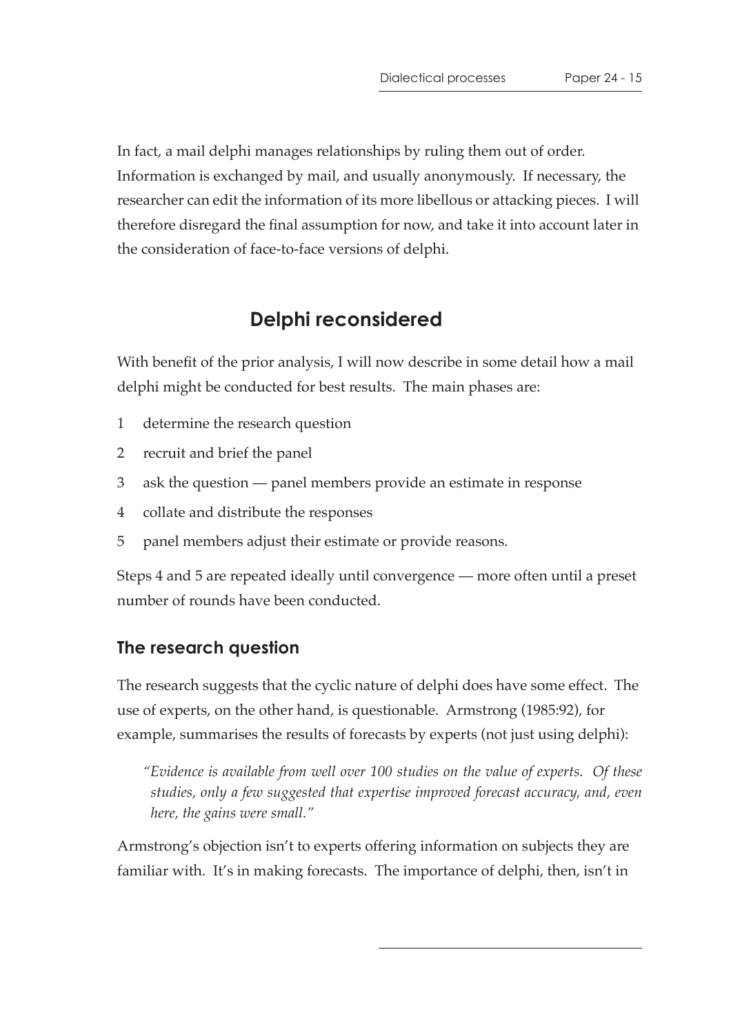In fact, a mail delphi manages relationships by ruling them out of order. Information is exchanged by mail, and usually anonymously. If necessary, the researcher can edit the information of its more libellous or attacking pieces. I will therefore disregard the final assumption for now, and take it into account later in the consideration of face-to-face versions of delphi.

## Delphi reconsidered

With benefit of the prior analysis, I will now describe in some detail how a mail delphi might be conducted for best results. The main phases are:

1. determine the research question
2. recruit and brief the panel
3. ask the question — panel members provide an estimate in response
4. collate and distribute the responses
5. panel members adjust their estimate or provide reasons.

Steps 4 and 5 are repeated ideally until convergence — more often until a preset number of rounds have been conducted.

### The research question

The research suggests that the cyclic nature of delphi does have some effect. The use of experts, on the other hand, is questionable. Armstrong (1985:92), for example, summarises the results of forecasts by experts (not just using delphi):

> *"Evidence is available from well over 100 studies on the value of experts. Of these studies, only a few suggested that expertise improved forecast accuracy, and, even here, the gains were small."*

Armstrong's objection isn't to experts offering information on subjects they are familiar with. It's in making forecasts. The importance of delphi, then, isn't in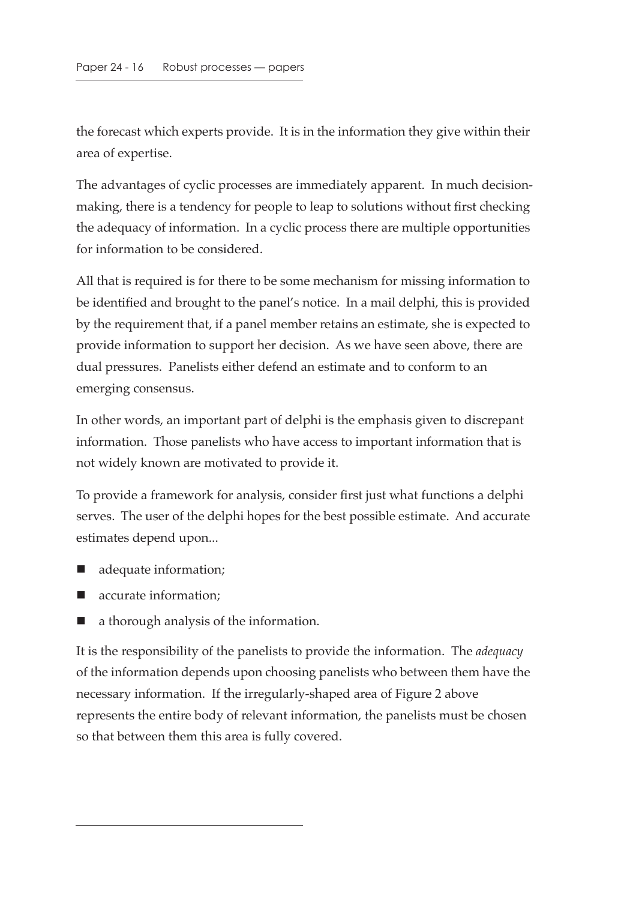the forecast which experts provide. It is in the information they give within their area of expertise.

The advantages of cyclic processes are immediately apparent. In much decision-making, there is a tendency for people to leap to solutions without first checking the adequacy of information. In a cyclic process there are multiple opportunities for information to be considered.

All that is required is for there to be some mechanism for missing information to be identified and brought to the panel's notice. In a mail delphi, this is provided by the requirement that, if a panel member retains an estimate, she is expected to provide information to support her decision. As we have seen above, there are dual pressures. Panelists either defend an estimate and to conform to an emerging consensus.

In other words, an important part of delphi is the emphasis given to discrepant information. Those panelists who have access to important information that is not widely known are motivated to provide it.

To provide a framework for analysis, consider first just what functions a delphi serves. The user of the delphi hopes for the best possible estimate. And accurate estimates depend upon...

- adequate information;
- accurate information;
- a thorough analysis of the information.

It is the responsibility of the panelists to provide the information. The *adequacy* of the information depends upon choosing panelists who between them have the necessary information. If the irregularly-shaped area of Figure 2 above represents the entire body of relevant information, the panelists must be chosen so that between them this area is fully covered.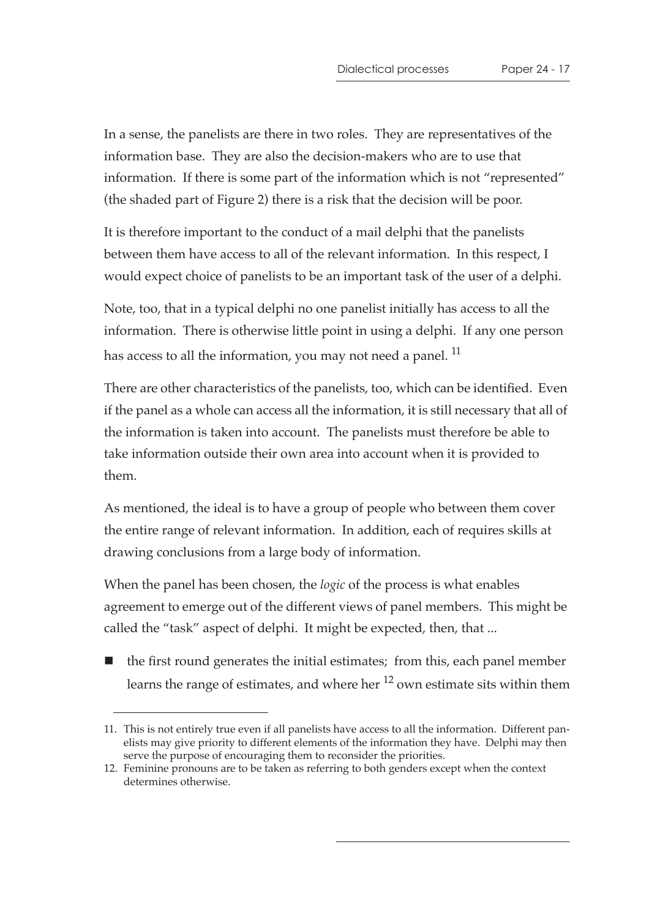In a sense, the panelists are there in two roles. They are representatives of the information base. They are also the decision-makers who are to use that information. If there is some part of the information which is not "represented" (the shaded part of Figure 2) there is a risk that the decision will be poor.

It is therefore important to the conduct of a mail delphi that the panelists between them have access to all of the relevant information. In this respect, I would expect choice of panelists to be an important task of the user of a delphi.

Note, too, that in a typical delphi no one panelist initially has access to all the information. There is otherwise little point in using a delphi. If any one person has access to all the information, you may not need a panel. [11]

There are other characteristics of the panelists, too, which can be identified. Even if the panel as a whole can access all the information, it is still necessary that all of the information is taken into account. The panelists must therefore be able to take information outside their own area into account when it is provided to them.

As mentioned, the ideal is to have a group of people who between them cover the entire range of relevant information. In addition, each of requires skills at drawing conclusions from a large body of information.

When the panel has been chosen, the *logic* of the process is what enables agreement to emerge out of the different views of panel members. This might be called the "task" aspect of delphi. It might be expected, then, that ...

- the first round generates the initial estimates; from this, each panel member learns the range of estimates, and where her [12] own estimate sits within them

---

11. This is not entirely true even if all panelists have access to all the information. Different panelists may give priority to different elements of the information they have. Delphi may then serve the purpose of encouraging them to reconsider the priorities.

12. Feminine pronouns are to be taken as referring to both genders except when the context determines otherwise.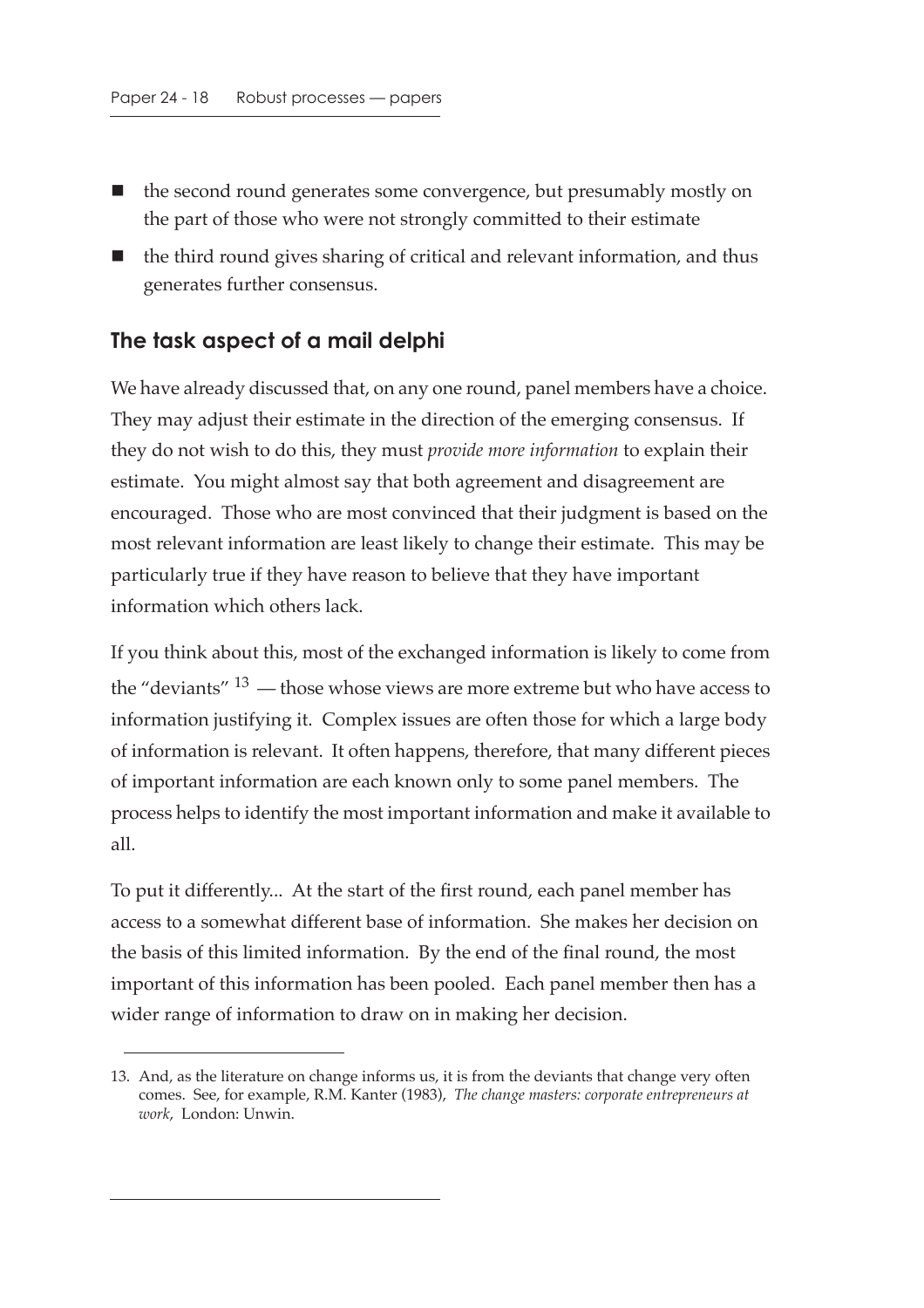- the second round generates some convergence, but presumably mostly on the part of those who were not strongly committed to their estimate
- the third round gives sharing of critical and relevant information, and thus generates further consensus.

## The task aspect of a mail delphi

We have already discussed that, on any one round, panel members have a choice. They may adjust their estimate in the direction of the emerging consensus. If they do not wish to do this, they must *provide more information* to explain their estimate. You might almost say that both agreement and disagreement are encouraged. Those who are most convinced that their judgment is based on the most relevant information are least likely to change their estimate. This may be particularly true if they have reason to believe that they have important information which others lack.

If you think about this, most of the exchanged information is likely to come from the "deviants" [13] — those whose views are more extreme but who have access to information justifying it. Complex issues are often those for which a large body of information is relevant. It often happens, therefore, that many different pieces of important information are each known only to some panel members. The process helps to identify the most important information and make it available to all.

To put it differently... At the start of the first round, each panel member has access to a somewhat different base of information. She makes her decision on the basis of this limited information. By the end of the final round, the most important of this information has been pooled. Each panel member then has a wider range of information to draw on in making her decision.

---

13. And, as the literature on change informs us, it is from the deviants that change very often comes. See, for example, R.M. Kanter (1983), *The change masters: corporate entrepreneurs at work*, London: Unwin.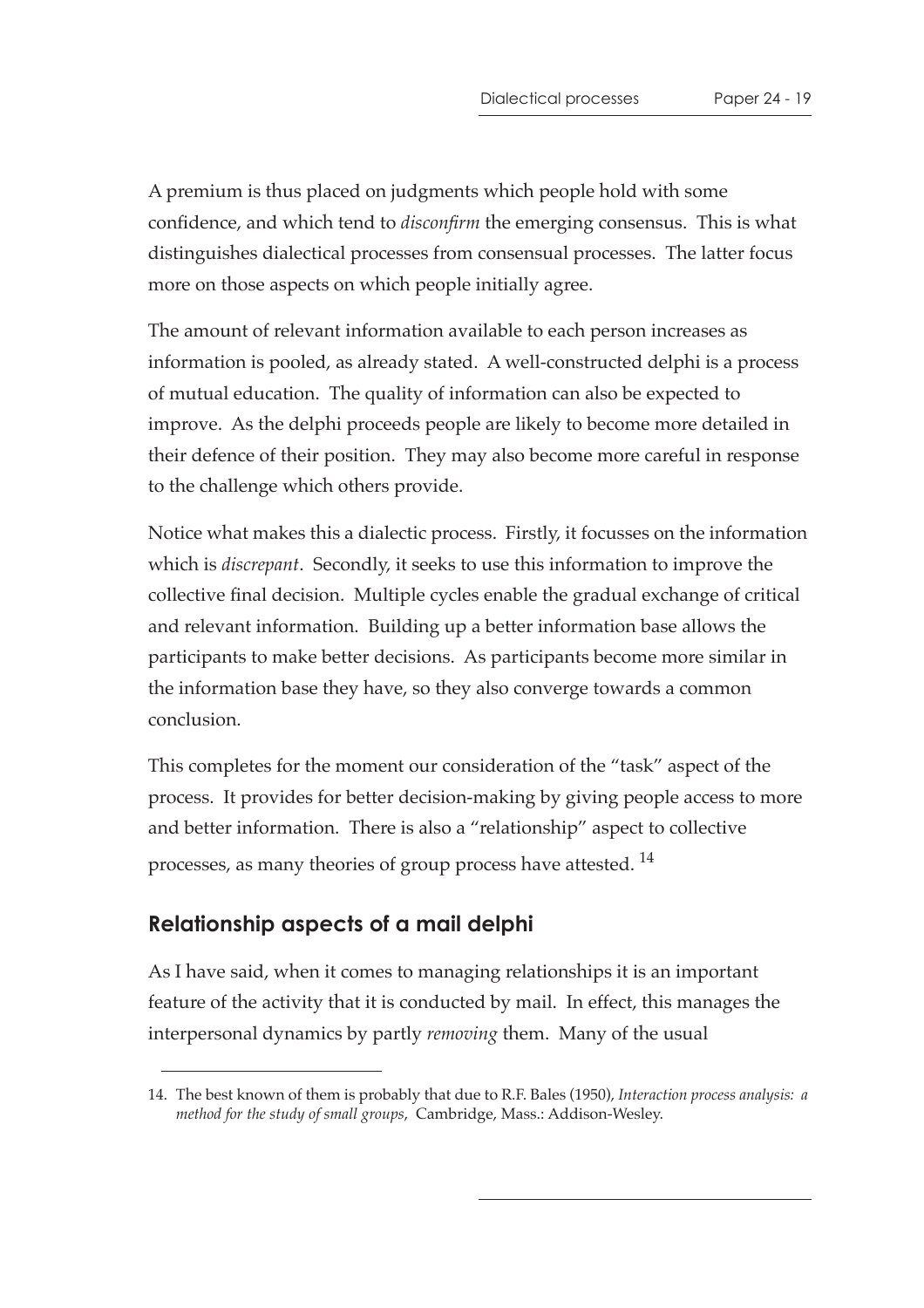A premium is thus placed on judgments which people hold with some confidence, and which tend to *disconfirm* the emerging consensus. This is what distinguishes dialectical processes from consensual processes. The latter focus more on those aspects on which people initially agree.

The amount of relevant information available to each person increases as information is pooled, as already stated. A well-constructed delphi is a process of mutual education. The quality of information can also be expected to improve. As the delphi proceeds people are likely to become more detailed in their defence of their position. They may also become more careful in response to the challenge which others provide.

Notice what makes this a dialectic process. Firstly, it focusses on the information which is *discrepant*. Secondly, it seeks to use this information to improve the collective final decision. Multiple cycles enable the gradual exchange of critical and relevant information. Building up a better information base allows the participants to make better decisions. As participants become more similar in the information base they have, so they also converge towards a common conclusion.

This completes for the moment our consideration of the "task" aspect of the process. It provides for better decision-making by giving people access to more and better information. There is also a "relationship" aspect to collective processes, as many theories of group process have attested. [14]

## Relationship aspects of a mail delphi

As I have said, when it comes to managing relationships it is an important feature of the activity that it is conducted by mail. In effect, this manages the interpersonal dynamics by partly *removing* them. Many of the usual

---

14. The best known of them is probably that due to R.F. Bales (1950), *Interaction process analysis: a method for the study of small groups*, Cambridge, Mass.: Addison-Wesley.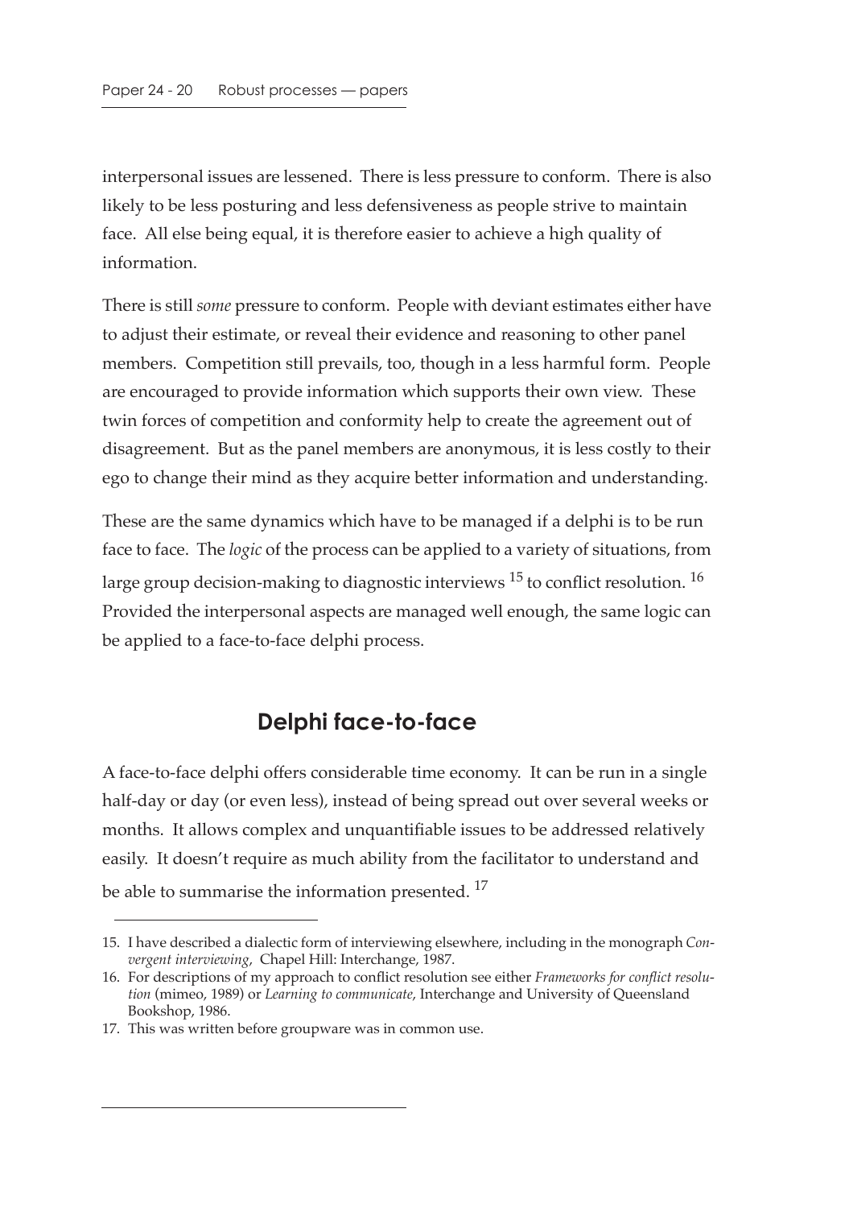interpersonal issues are lessened. There is less pressure to conform. There is also likely to be less posturing and less defensiveness as people strive to maintain face. All else being equal, it is therefore easier to achieve a high quality of information.

There is still *some* pressure to conform. People with deviant estimates either have to adjust their estimate, or reveal their evidence and reasoning to other panel members. Competition still prevails, too, though in a less harmful form. People are encouraged to provide information which supports their own view. These twin forces of competition and conformity help to create the agreement out of disagreement. But as the panel members are anonymous, it is less costly to their ego to change their mind as they acquire better information and understanding.

These are the same dynamics which have to be managed if a delphi is to be run face to face. The *logic* of the process can be applied to a variety of situations, from large group decision-making to diagnostic interviews [15] to conflict resolution. [16] Provided the interpersonal aspects are managed well enough, the same logic can be applied to a face-to-face delphi process.

## Delphi face-to-face

A face-to-face delphi offers considerable time economy. It can be run in a single half-day or day (or even less), instead of being spread out over several weeks or months. It allows complex and unquantifiable issues to be addressed relatively easily. It doesn't require as much ability from the facilitator to understand and be able to summarise the information presented. [17]

---

15. I have described a dialectic form of interviewing elsewhere, including in the monograph *Convergent interviewing*, Chapel Hill: Interchange, 1987.
16. For descriptions of my approach to conflict resolution see either *Frameworks for conflict resolution* (mimeo, 1989) or *Learning to communicate*, Interchange and University of Queensland Bookshop, 1986.
17. This was written before groupware was in common use.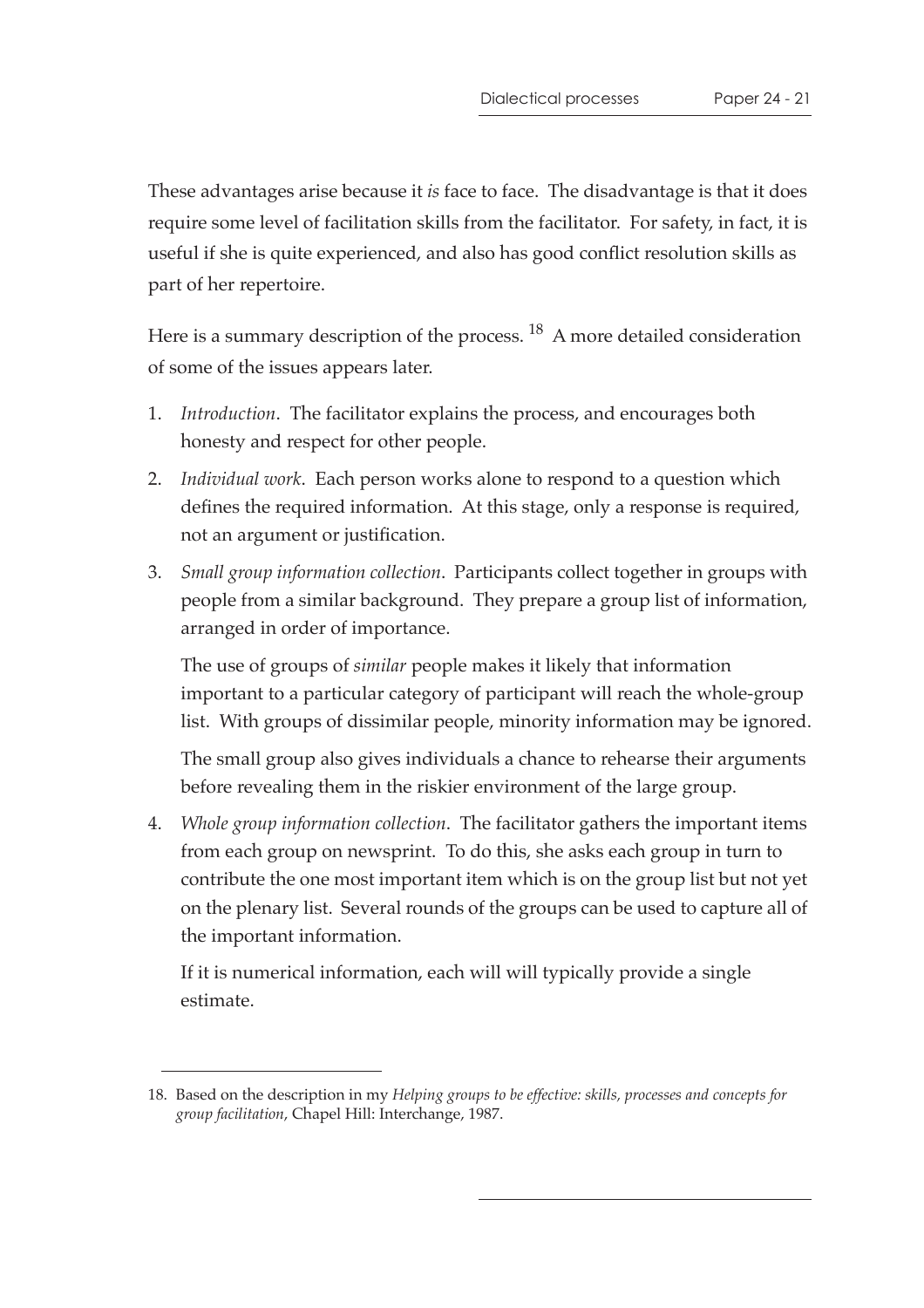These advantages arise because it *is* face to face. The disadvantage is that it does require some level of facilitation skills from the facilitator. For safety, in fact, it is useful if she is quite experienced, and also has good conflict resolution skills as part of her repertoire.

Here is a summary description of the process. [18] A more detailed consideration of some of the issues appears later.

1. *Introduction*. The facilitator explains the process, and encourages both honesty and respect for other people.
2. *Individual work*. Each person works alone to respond to a question which defines the required information. At this stage, only a response is required, not an argument or justification.
3. *Small group information collection*. Participants collect together in groups with people from a similar background. They prepare a group list of information, arranged in order of importance.

   The use of groups of *similar* people makes it likely that information important to a particular category of participant will reach the whole-group list. With groups of dissimilar people, minority information may be ignored.

   The small group also gives individuals a chance to rehearse their arguments before revealing them in the riskier environment of the large group.
4. *Whole group information collection*. The facilitator gathers the important items from each group on newsprint. To do this, she asks each group in turn to contribute the one most important item which is on the group list but not yet on the plenary list. Several rounds of the groups can be used to capture all of the important information.

   If it is numerical information, each will will typically provide a single estimate.

---

18. Based on the description in my *Helping groups to be effective: skills, processes and concepts for group facilitation*, Chapel Hill: Interchange, 1987.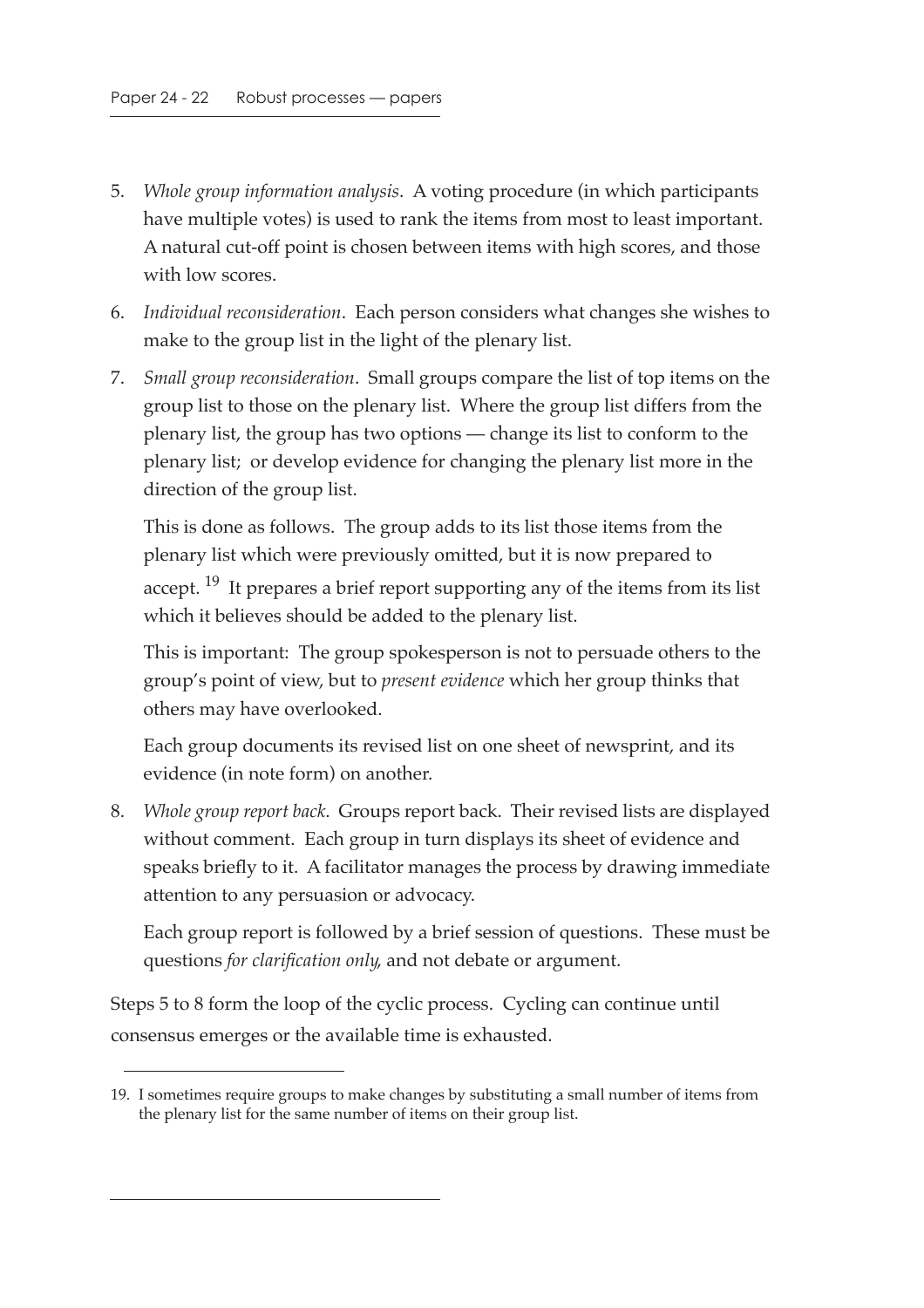5. *Whole group information analysis*. A voting procedure (in which participants have multiple votes) is used to rank the items from most to least important. A natural cut-off point is chosen between items with high scores, and those with low scores.

6. *Individual reconsideration*. Each person considers what changes she wishes to make to the group list in the light of the plenary list.

7. *Small group reconsideration*. Small groups compare the list of top items on the group list to those on the plenary list. Where the group list differs from the plenary list, the group has two options — change its list to conform to the plenary list; or develop evidence for changing the plenary list more in the direction of the group list.

   This is done as follows. The group adds to its list those items from the plenary list which were previously omitted, but it is now prepared to accept. [19] It prepares a brief report supporting any of the items from its list which it believes should be added to the plenary list.

   This is important: The group spokesperson is not to persuade others to the group's point of view, but to *present evidence* which her group thinks that others may have overlooked.

   Each group documents its revised list on one sheet of newsprint, and its evidence (in note form) on another.

8. *Whole group report back*. Groups report back. Their revised lists are displayed without comment. Each group in turn displays its sheet of evidence and speaks briefly to it. A facilitator manages the process by drawing immediate attention to any persuasion or advocacy.

   Each group report is followed by a brief session of questions. These must be questions *for clarification only,* and not debate or argument.

Steps 5 to 8 form the loop of the cyclic process. Cycling can continue until consensus emerges or the available time is exhausted.

---

19. I sometimes require groups to make changes by substituting a small number of items from the plenary list for the same number of items on their group list.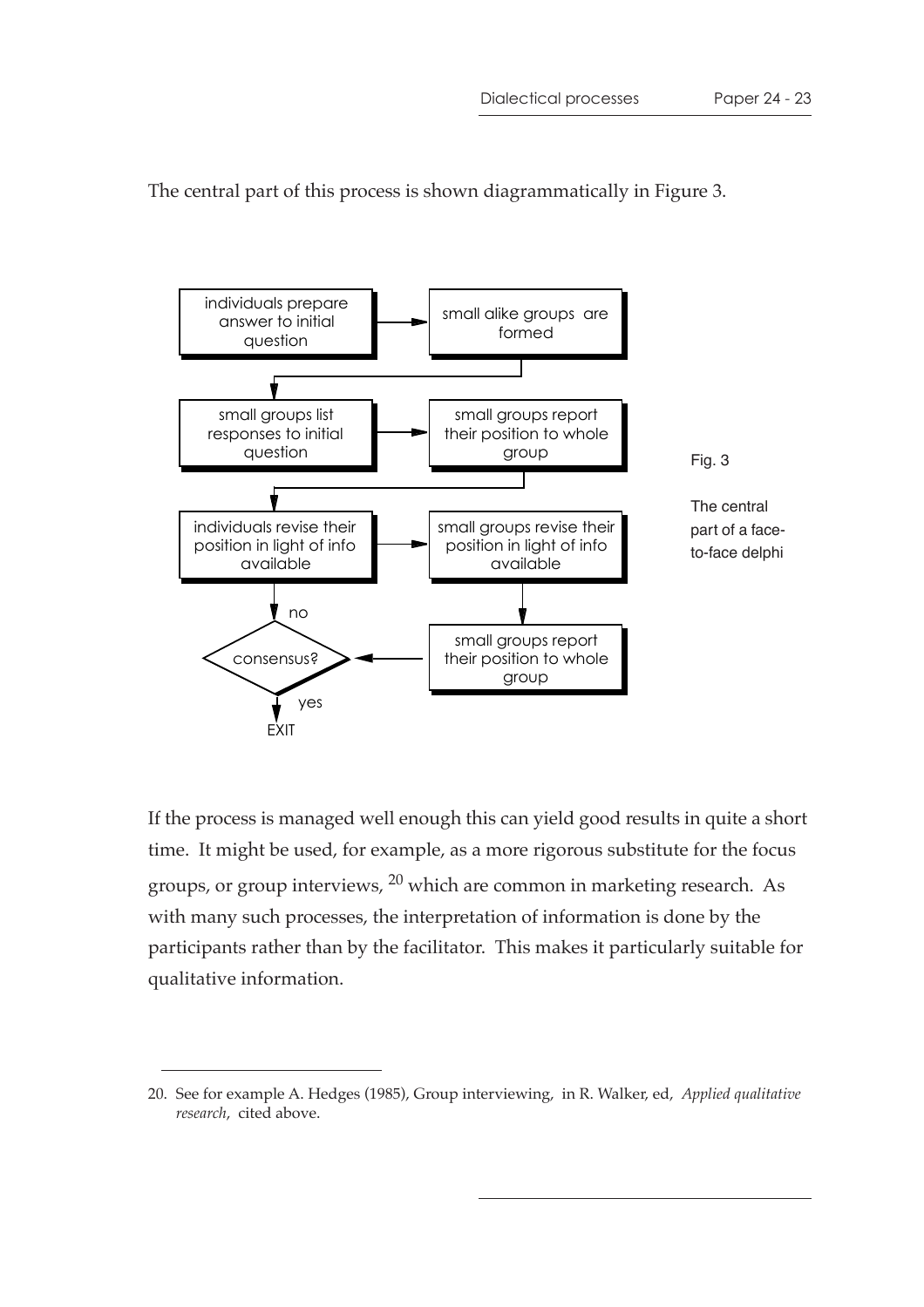The central part of this process is shown diagrammatically in Figure 3.

individuals prepare answer to initial question → small alike groups are formed

small groups list responses to initial question → small groups report their position to whole group

individuals revise their position in light of info available → small groups revise their position in light of info available

small groups report their position to whole group → consensus?

no / yes

EXIT

Fig. 3

The central part of a face-to-face delphi

If the process is managed well enough this can yield good results in quite a short time. It might be used, for example, as a more rigorous substitute for the focus groups, or group interviews, [20] which are common in marketing research. As with many such processes, the interpretation of information is done by the participants rather than by the facilitator. This makes it particularly suitable for qualitative information.

---

20. See for example A. Hedges (1985), Group interviewing, in R. Walker, ed, *Applied qualitative research*, cited above.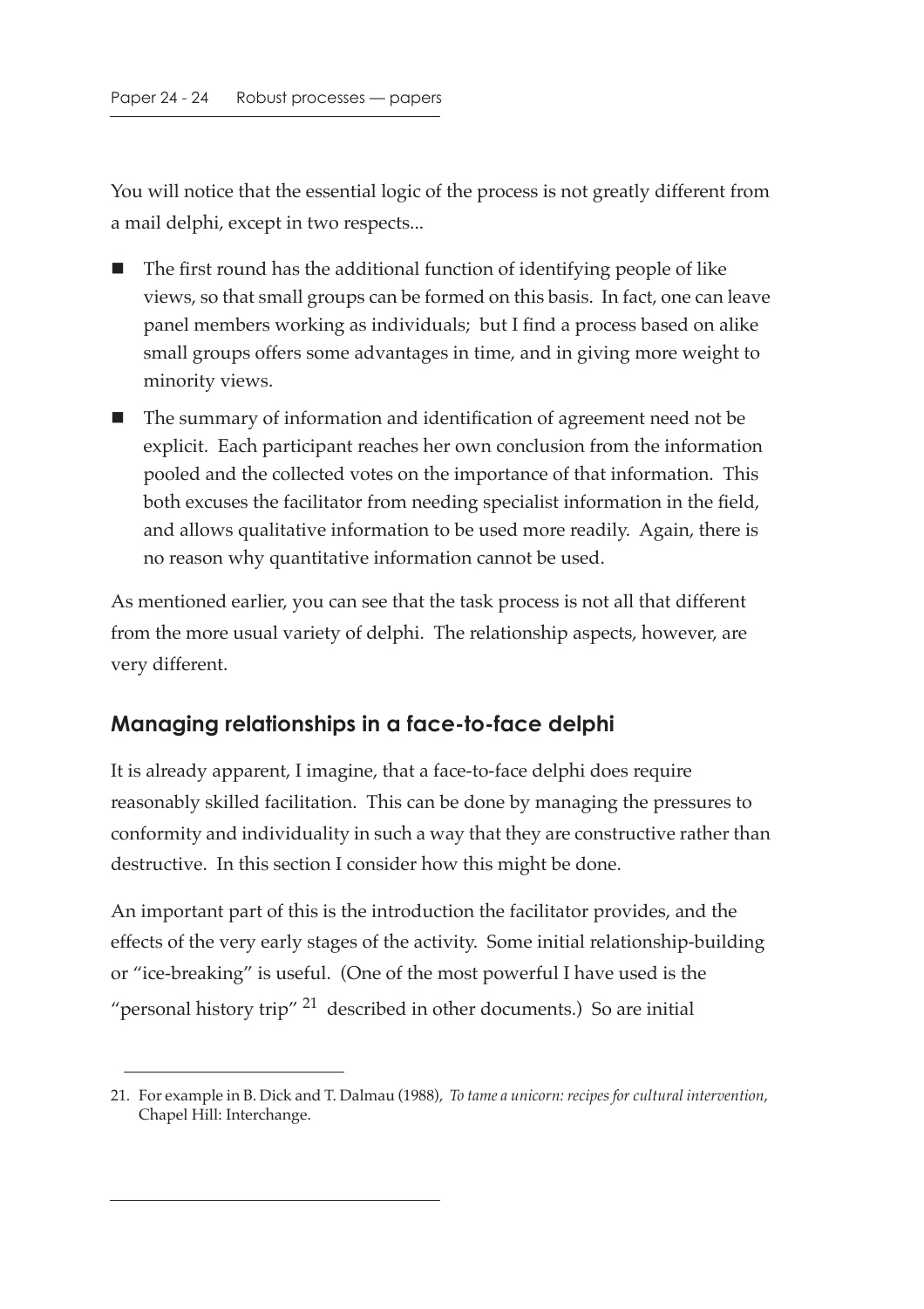You will notice that the essential logic of the process is not greatly different from a mail delphi, except in two respects...

- The first round has the additional function of identifying people of like views, so that small groups can be formed on this basis. In fact, one can leave panel members working as individuals; but I find a process based on alike small groups offers some advantages in time, and in giving more weight to minority views.
- The summary of information and identification of agreement need not be explicit. Each participant reaches her own conclusion from the information pooled and the collected votes on the importance of that information. This both excuses the facilitator from needing specialist information in the field, and allows qualitative information to be used more readily. Again, there is no reason why quantitative information cannot be used.

As mentioned earlier, you can see that the task process is not all that different from the more usual variety of delphi. The relationship aspects, however, are very different.

## Managing relationships in a face-to-face delphi

It is already apparent, I imagine, that a face-to-face delphi does require reasonably skilled facilitation. This can be done by managing the pressures to conformity and individuality in such a way that they are constructive rather than destructive. In this section I consider how this might be done.

An important part of this is the introduction the facilitator provides, and the effects of the very early stages of the activity. Some initial relationship-building or "ice-breaking" is useful. (One of the most powerful I have used is the "personal history trip" [21] described in other documents.) So are initial

21. For example in B. Dick and T. Dalmau (1988), *To tame a unicorn: recipes for cultural intervention*, Chapel Hill: Interchange.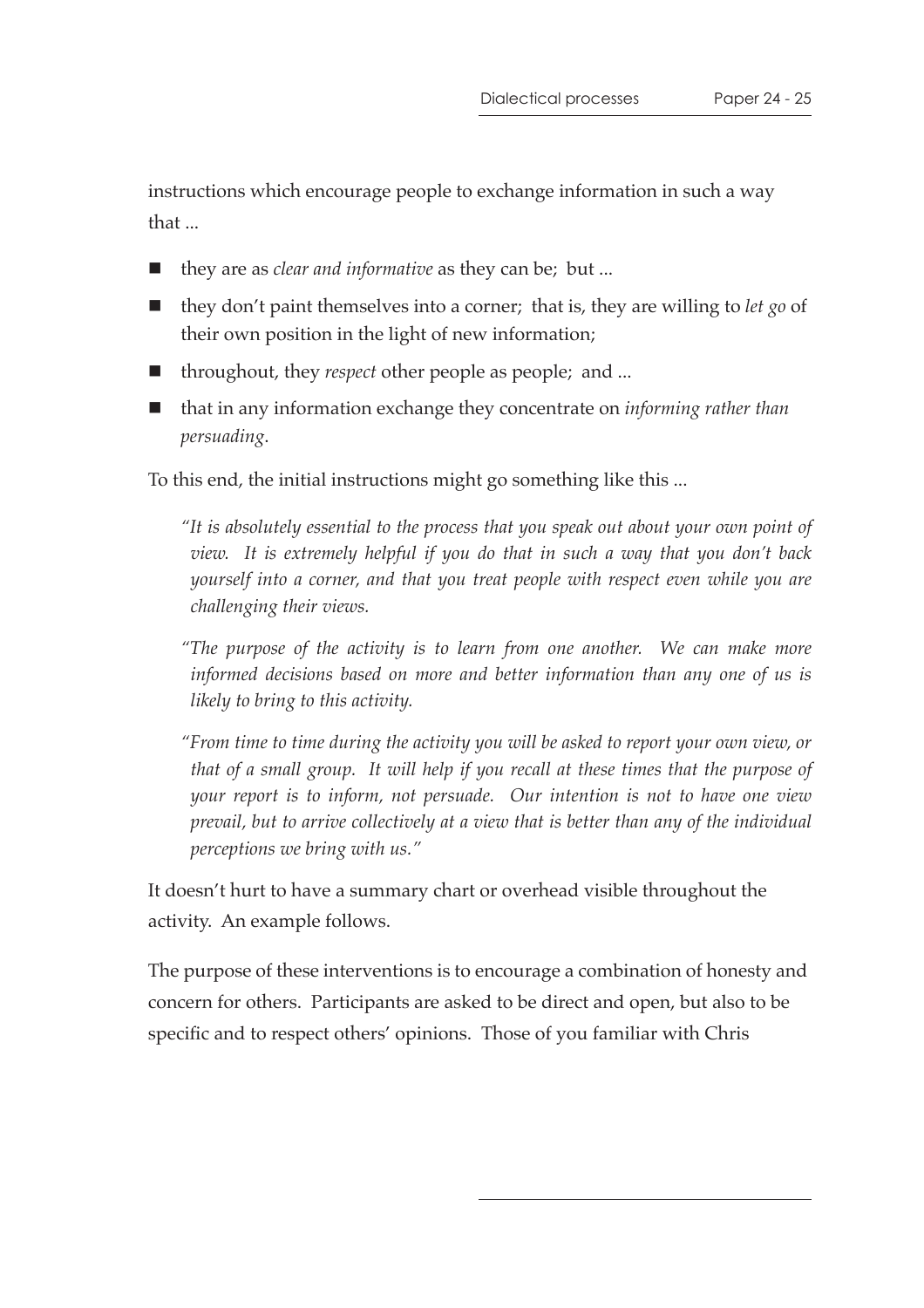instructions which encourage people to exchange information in such a way that ...

- they are as *clear and informative* as they can be; but ...
- they don't paint themselves into a corner; that is, they are willing to *let go* of their own position in the light of new information;
- throughout, they *respect* other people as people; and ...
- that in any information exchange they concentrate on *informing rather than persuading*.

To this end, the initial instructions might go something like this ...

> *"It is absolutely essential to the process that you speak out about your own point of view. It is extremely helpful if you do that in such a way that you don't back yourself into a corner, and that you treat people with respect even while you are challenging their views.*
>
> *"The purpose of the activity is to learn from one another. We can make more informed decisions based on more and better information than any one of us is likely to bring to this activity.*
>
> *"From time to time during the activity you will be asked to report your own view, or that of a small group. It will help if you recall at these times that the purpose of your report is to inform, not persuade. Our intention is not to have one view prevail, but to arrive collectively at a view that is better than any of the individual perceptions we bring with us."*

It doesn't hurt to have a summary chart or overhead visible throughout the activity. An example follows.

The purpose of these interventions is to encourage a combination of honesty and concern for others. Participants are asked to be direct and open, but also to be specific and to respect others' opinions. Those of you familiar with Chris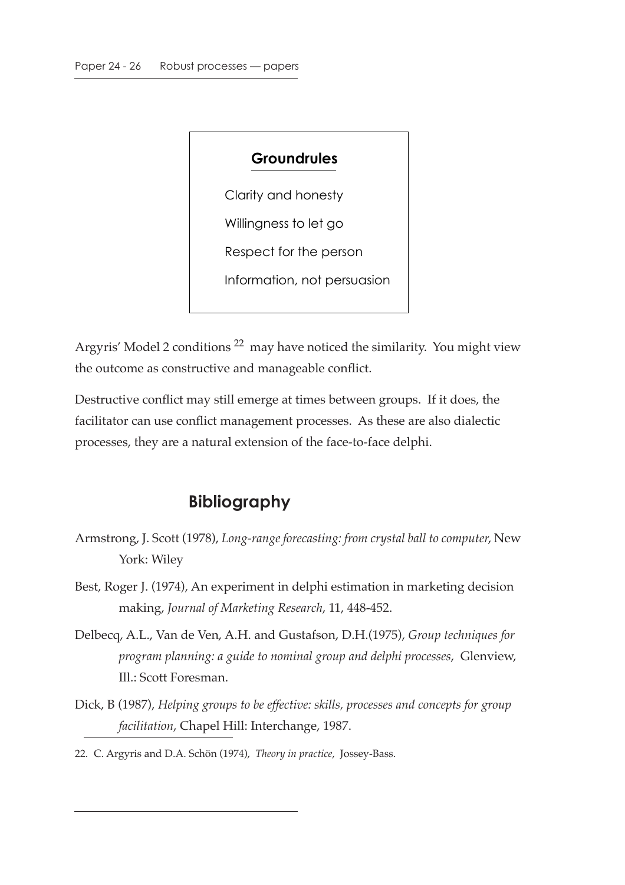**Groundrules**

Clarity and honesty

Willingness to let go

Respect for the person

Information, not persuasion

Argyris' Model 2 conditions [22] may have noticed the similarity. You might view the outcome as constructive and manageable conflict.

Destructive conflict may still emerge at times between groups. If it does, the facilitator can use conflict management processes. As these are also dialectic processes, they are a natural extension of the face-to-face delphi.

## Bibliography

Armstrong, J. Scott (1978), *Long-range forecasting: from crystal ball to computer*, New York: Wiley

Best, Roger J. (1974), An experiment in delphi estimation in marketing decision making, *Journal of Marketing Research*, 11, 448-452.

Delbecq, A.L., Van de Ven, A.H. and Gustafson, D.H.(1975), *Group techniques for program planning: a guide to nominal group and delphi processes*, Glenview, Ill.: Scott Foresman.

Dick, B (1987), *Helping groups to be effective: skills, processes and concepts for group facilitation*, Chapel Hill: Interchange, 1987.

22. C. Argyris and D.A. Schön (1974), *Theory in practice*, Jossey-Bass.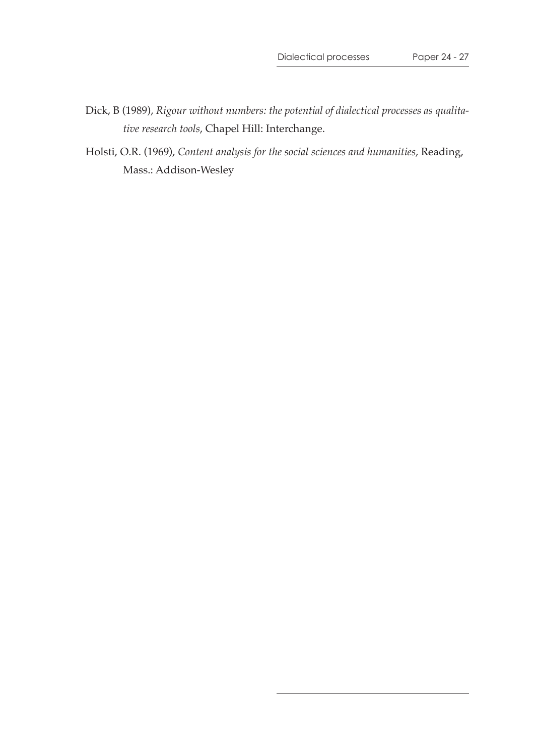Dick, B (1989), *Rigour without numbers: the potential of dialectical processes as qualitative research tools*, Chapel Hill: Interchange.

Holsti, O.R. (1969), *Content analysis for the social sciences and humanities*, Reading, Mass.: Addison-Wesley